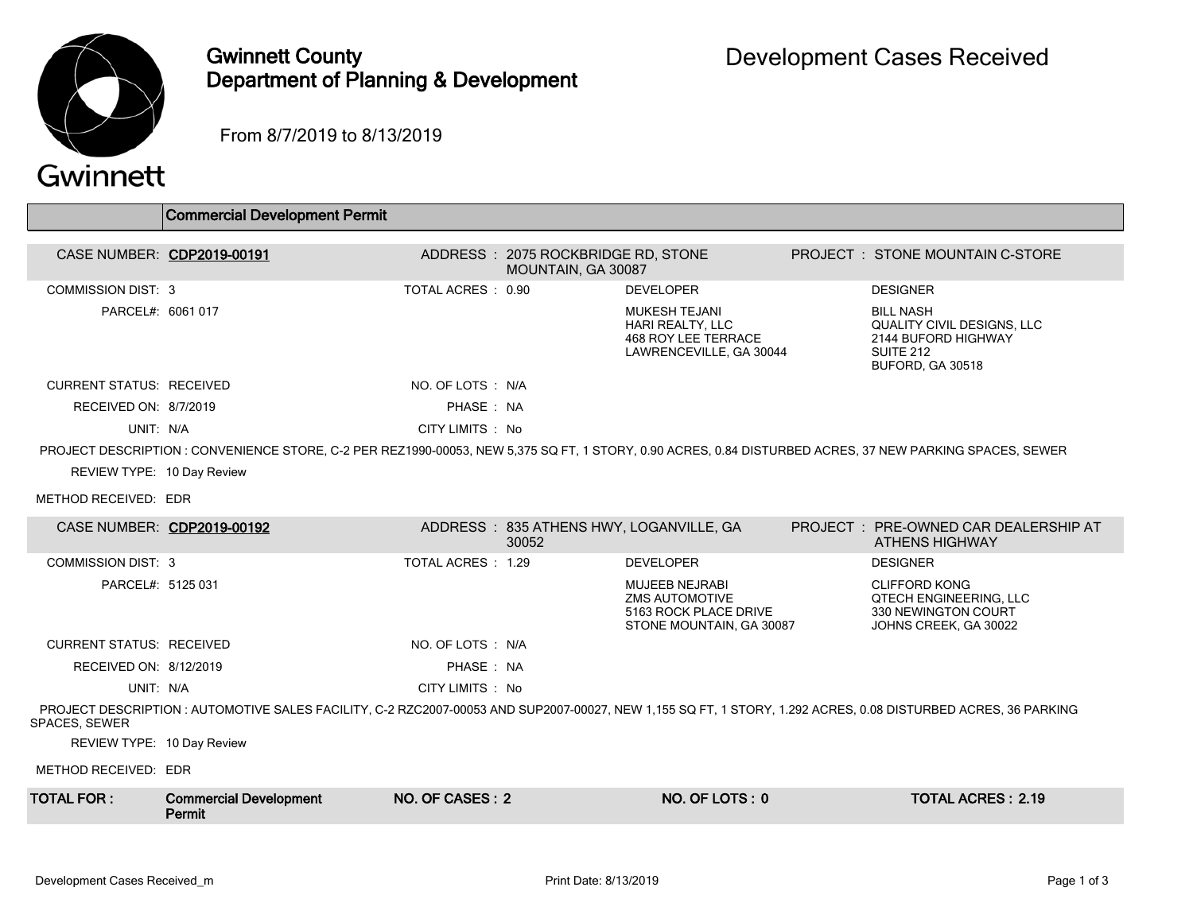# Gwinnett County Department of Planning & Development

## Development Cases Received

From 8/7/2019 to 8/13/2019

### Commercial Development Permit

**CASE NUMBER:** CDP2019-00191
**ADDRESS:** 2075 ROCKBRIDGE RD, STONE MOUNTAIN, GA 30087
**PROJECT:** STONE MOUNTAIN C-STORE

COMMISSION DIST: 3
TOTAL ACRES: 0.90
PARCEL#: 6061 017

**DEVELOPER**
MUKESH TEJANI
HARI REALTY, LLC
468 ROY LEE TERRACE
LAWRENCEVILLE, GA 30044

**DESIGNER**
BILL NASH
QUALITY CIVIL DESIGNS, LLC
2144 BUFORD HIGHWAY
SUITE 212
BUFORD, GA 30518

CURRENT STATUS: RECEIVED
NO. OF LOTS: N/A
RECEIVED ON: 8/7/2019
PHASE: NA
UNIT: N/A
CITY LIMITS: No

PROJECT DESCRIPTION : CONVENIENCE STORE, C-2 PER REZ1990-00053, NEW 5,375 SQ FT, 1 STORY, 0.90 ACRES, 0.84 DISTURBED ACRES, 37 NEW PARKING SPACES, SEWER

REVIEW TYPE: 10 Day Review

METHOD RECEIVED: EDR

---

**CASE NUMBER:** CDP2019-00192
**ADDRESS:** 835 ATHENS HWY, LOGANVILLE, GA 30052
**PROJECT:** PRE-OWNED CAR DEALERSHIP AT ATHENS HIGHWAY

COMMISSION DIST: 3
TOTAL ACRES: 1.29
PARCEL#: 5125 031

**DEVELOPER**
MUJEEB NEJRABI
ZMS AUTOMOTIVE
5163 ROCK PLACE DRIVE
STONE MOUNTAIN, GA 30087

**DESIGNER**
CLIFFORD KONG
QTECH ENGINEERING, LLC
330 NEWINGTON COURT
JOHNS CREEK, GA 30022

CURRENT STATUS: RECEIVED
NO. OF LOTS: N/A
RECEIVED ON: 8/12/2019
PHASE: NA
UNIT: N/A
CITY LIMITS: No

PROJECT DESCRIPTION : AUTOMOTIVE SALES FACILITY, C-2 RZC2007-00053 AND SUP2007-00027, NEW 1,155 SQ FT, 1 STORY, 1.292 ACRES, 0.08 DISTURBED ACRES, 36 PARKING SPACES, SEWER

REVIEW TYPE: 10 Day Review

METHOD RECEIVED: EDR

---

| TOTAL FOR: | NO. OF CASES | NO. OF LOTS | TOTAL ACRES |
|---|---|---|---|
| Commercial Development Permit | 2 | 0 | 2.19 |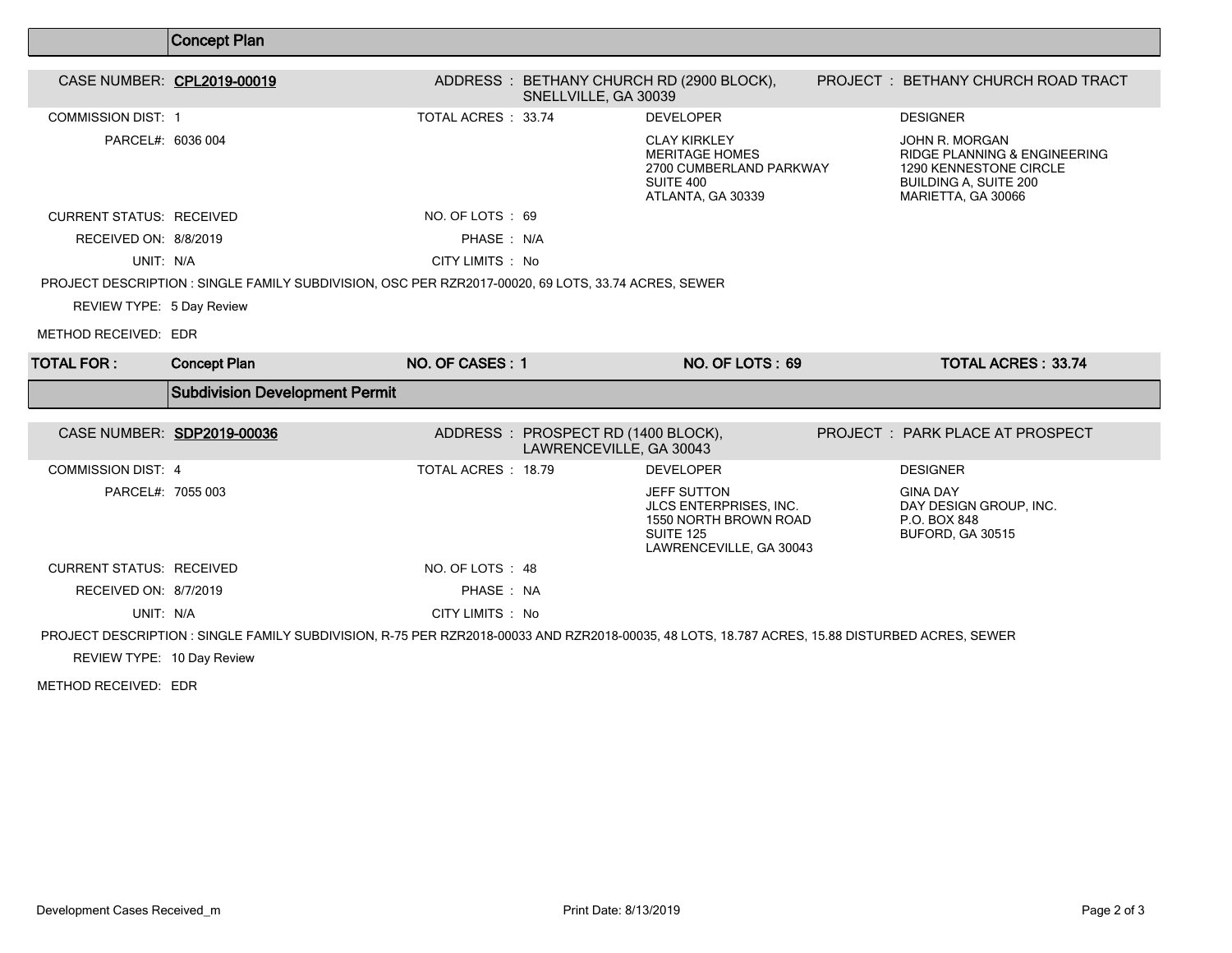## Concept Plan

**CASE NUMBER:** CPL2019-00019

**ADDRESS :** BETHANY CHURCH RD (2900 BLOCK), SNELLVILLE, GA 30039

**PROJECT :** BETHANY CHURCH ROAD TRACT

COMMISSION DIST: 1

TOTAL ACRES : 33.74

PARCEL#: 6036 004

| DEVELOPER | DESIGNER |
|---|---|
| CLAY KIRKLEY<br>MERITAGE HOMES<br>2700 CUMBERLAND PARKWAY<br>SUITE 400<br>ATLANTA, GA 30339 | JOHN R. MORGAN<br>RIDGE PLANNING & ENGINEERING<br>1290 KENNESTONE CIRCLE<br>BUILDING A, SUITE 200<br>MARIETTA, GA 30066 |

CURRENT STATUS: RECEIVED

NO. OF LOTS : 69

RECEIVED ON: 8/8/2019

PHASE : N/A

UNIT: N/A

CITY LIMITS : No

PROJECT DESCRIPTION : SINGLE FAMILY SUBDIVISION, OSC PER RZR2017-00020, 69 LOTS, 33.74 ACRES, SEWER

REVIEW TYPE: 5 Day Review

METHOD RECEIVED: EDR

| TOTAL FOR : | Concept Plan | NO. OF CASES : 1 | NO. OF LOTS : 69 | TOTAL ACRES : 33.74 |
|---|---|---|---|---|

## Subdivision Development Permit

**CASE NUMBER:** SDP2019-00036

**ADDRESS :** PROSPECT RD (1400 BLOCK), LAWRENCEVILLE, GA 30043

**PROJECT :** PARK PLACE AT PROSPECT

COMMISSION DIST: 4

TOTAL ACRES : 18.79

PARCEL#: 7055 003

| DEVELOPER | DESIGNER |
|---|---|
| JEFF SUTTON<br>JLCS ENTERPRISES, INC.<br>1550 NORTH BROWN ROAD<br>SUITE 125<br>LAWRENCEVILLE, GA 30043 | GINA DAY<br>DAY DESIGN GROUP, INC.<br>P.O. BOX 848<br>BUFORD, GA 30515 |

CURRENT STATUS: RECEIVED

NO. OF LOTS : 48

RECEIVED ON: 8/7/2019

PHASE : NA

UNIT: N/A

CITY LIMITS : No

PROJECT DESCRIPTION : SINGLE FAMILY SUBDIVISION, R-75 PER RZR2018-00033 AND RZR2018-00035, 48 LOTS, 18.787 ACRES, 15.88 DISTURBED ACRES, SEWER

REVIEW TYPE: 10 Day Review

METHOD RECEIVED: EDR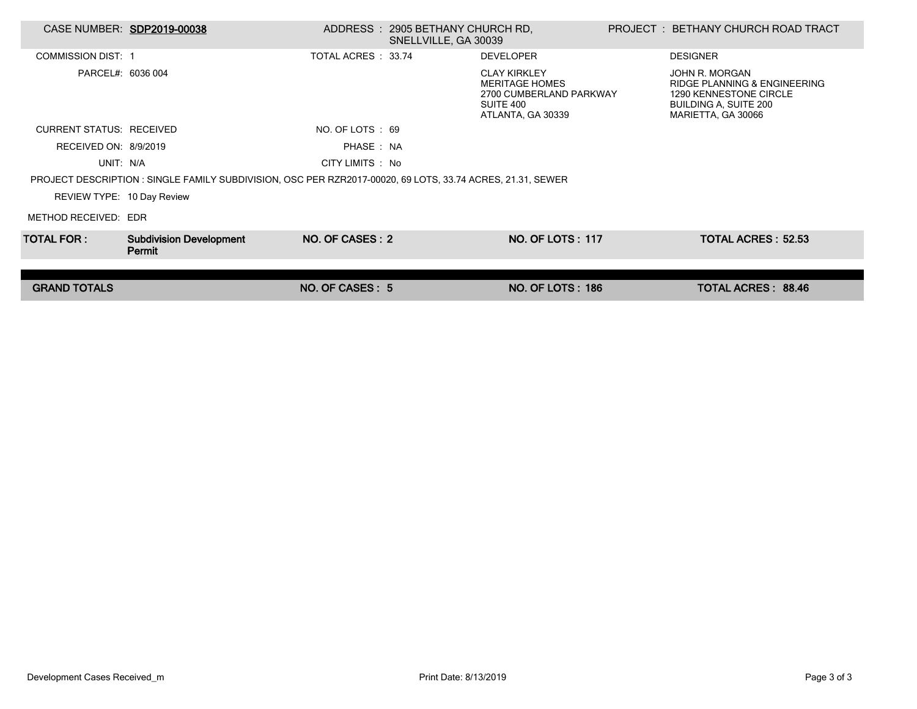| CASE NUMBER: | SDP2019-00038 | ADDRESS : | 2905 BETHANY CHURCH RD, SNELLVILLE, GA 30039 | PROJECT : | BETHANY CHURCH ROAD TRACT |
|---|---|---|---|---|---|
| COMMISSION DIST: | 1 | TOTAL ACRES : | 33.74 | DEVELOPER | DESIGNER |
| PARCEL#: | 6036 004 | | | CLAY KIRKLEY<br>MERITAGE HOMES<br>2700 CUMBERLAND PARKWAY<br>SUITE 400<br>ATLANTA, GA 30339 | JOHN R. MORGAN<br>RIDGE PLANNING & ENGINEERING<br>1290 KENNESTONE CIRCLE<br>BUILDING A, SUITE 200<br>MARIETTA, GA 30066 |
| CURRENT STATUS: | RECEIVED | NO. OF LOTS : | 69 | | |
| RECEIVED ON: | 8/9/2019 | PHASE : | NA | | |
| UNIT: | N/A | CITY LIMITS : | No | | |

PROJECT DESCRIPTION : SINGLE FAMILY SUBDIVISION, OSC PER RZR2017-00020, 69 LOTS, 33.74 ACRES, 21.31, SEWER

REVIEW TYPE: 10 Day Review

METHOD RECEIVED: EDR

| **TOTAL FOR :** | **Subdivision Development Permit** | **NO. OF CASES : 2** | **NO. OF LOTS : 117** | **TOTAL ACRES : 52.53** |
|---|---|---|---|---|
| **GRAND TOTALS** | | **NO. OF CASES : 5** | **NO. OF LOTS : 186** | **TOTAL ACRES : 88.46** |

Development Cases Received_m

Print Date: 8/13/2019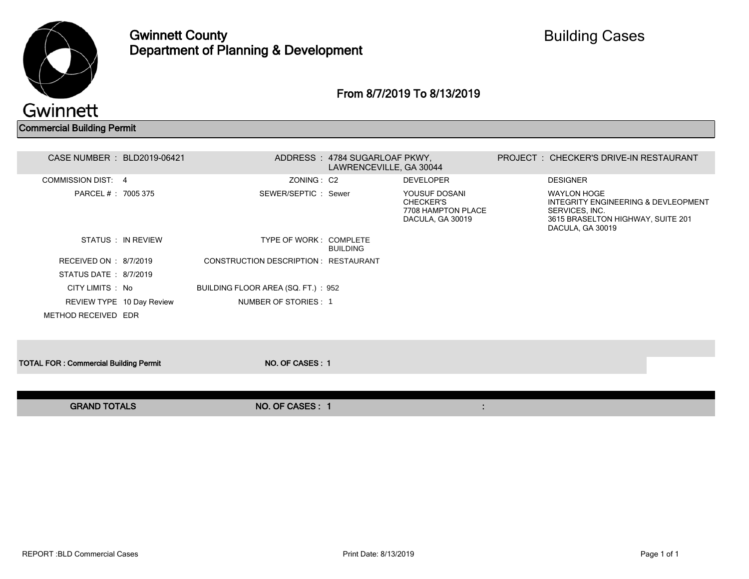# Gwinnett County
## Department of Planning & Development

# Building Cases

### From 8/7/2019 To 8/13/2019

## Commercial Building Permit

| | | | | | | | |
|---|---|---|---|---|---|---|---|
| CASE NUMBER : | BLD2019-06421 | ADDRESS : | 4784 SUGARLOAF PKWY, LAWRENCEVILLE, GA 30044 | | PROJECT : | CHECKER'S DRIVE-IN RESTAURANT | |
| COMMISSION DIST: | 4 | ZONING : | C2 | DEVELOPER | | DESIGNER | |
| PARCEL # : | 7005 375 | SEWER/SEPTIC : | Sewer | YOUSUF DOSANI<br>CHECKER'S<br>7708 HAMPTON PLACE<br>DACULA, GA 30019 | | WAYLON HOGE<br>INTEGRITY ENGINEERING & DEVLEOPMENT SERVICES, INC.<br>3615 BRASELTON HIGHWAY, SUITE 201<br>DACULA, GA 30019 | |
| STATUS : | IN REVIEW | TYPE OF WORK : | COMPLETE BUILDING | | | | |
| RECEIVED ON : | 8/7/2019 | CONSTRUCTION DESCRIPTION : | RESTAURANT | | | | |
| STATUS DATE : | 8/7/2019 | | | | | | |
| CITY LIMITS : | No | BUILDING FLOOR AREA (SQ. FT.) : | 952 | | | | |
| REVIEW TYPE | 10 Day Review | NUMBER OF STORIES : | 1 | | | | |
| METHOD RECEIVED | EDR | | | | | | |

**TOTAL FOR : Commercial Building Permit** **NO. OF CASES : 1**

**GRAND TOTALS** **NO. OF CASES : 1** :

REPORT :BLD Commercial Cases Print Date: 8/13/2019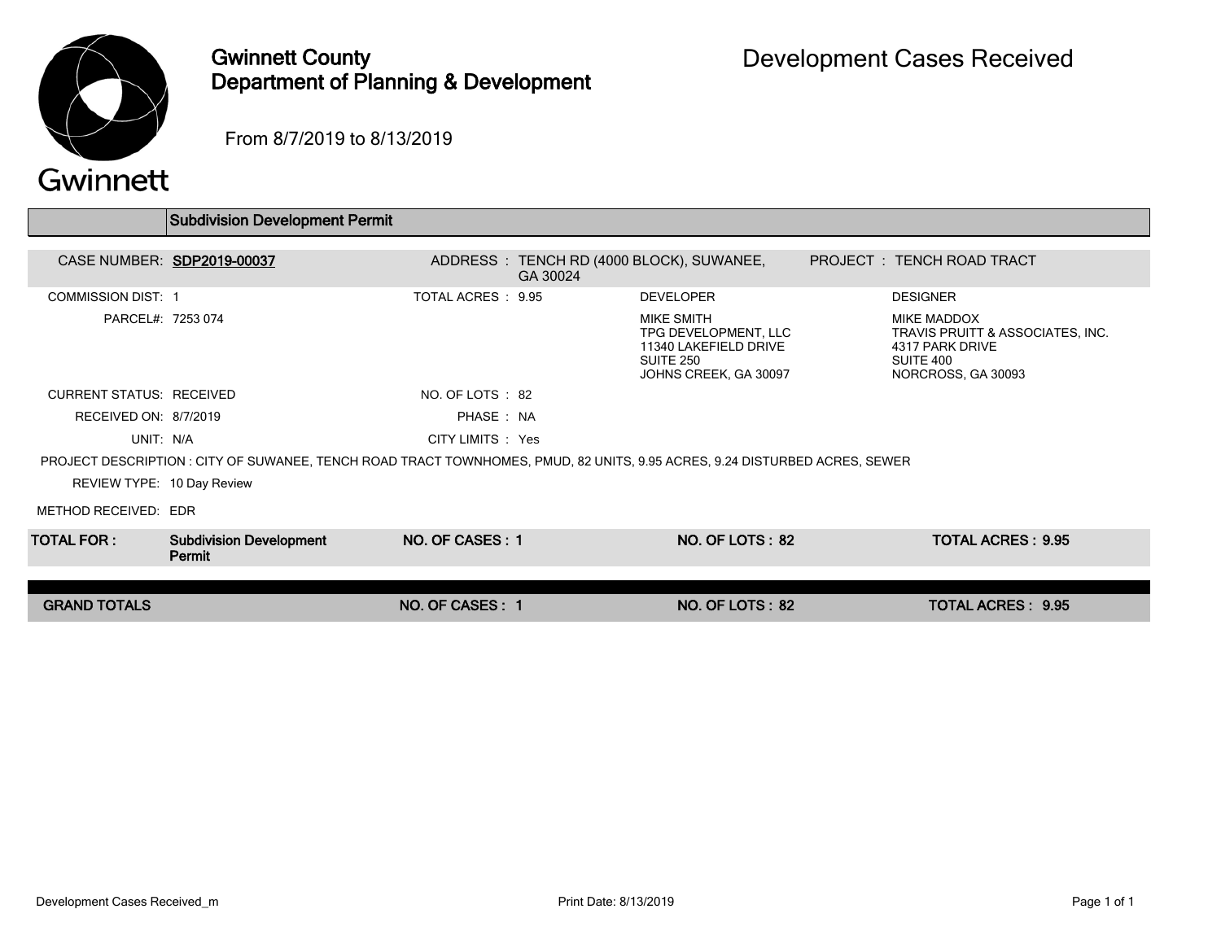# Gwinnett County Department of Planning & Development

# Development Cases Received

From 8/7/2019 to 8/13/2019

## Subdivision Development Permit

| | | | |
|---|---|---|---|
| CASE NUMBER: **SDP2019-00037** | ADDRESS : TENCH RD (4000 BLOCK), SUWANEE, GA 30024 | | PROJECT : TENCH ROAD TRACT |
| COMMISSION DIST: 1 | TOTAL ACRES : 9.95 | DEVELOPER | DESIGNER |
| PARCEL#: 7253 074 | | MIKE SMITH<br>TPG DEVELOPMENT, LLC<br>11340 LAKEFIELD DRIVE<br>SUITE 250<br>JOHNS CREEK, GA 30097 | MIKE MADDOX<br>TRAVIS PRUITT & ASSOCIATES, INC.<br>4317 PARK DRIVE<br>SUITE 400<br>NORCROSS, GA 30093 |
| CURRENT STATUS: RECEIVED | NO. OF LOTS : 82 | | |
| RECEIVED ON: 8/7/2019 | PHASE : NA | | |
| UNIT: N/A | CITY LIMITS : Yes | | |

PROJECT DESCRIPTION : CITY OF SUWANEE, TENCH ROAD TRACT TOWNHOMES, PMUD, 82 UNITS, 9.95 ACRES, 9.24 DISTURBED ACRES, SEWER

REVIEW TYPE: 10 Day Review

METHOD RECEIVED: EDR

| | | | | |
|---|---|---|---|---|
| **TOTAL FOR :** | **Subdivision Development Permit** | **NO. OF CASES : 1** | **NO. OF LOTS : 82** | **TOTAL ACRES : 9.95** |
| **GRAND TOTALS** | | **NO. OF CASES : 1** | **NO. OF LOTS : 82** | **TOTAL ACRES : 9.95** |

Development Cases Received_m

Print Date: 8/13/2019